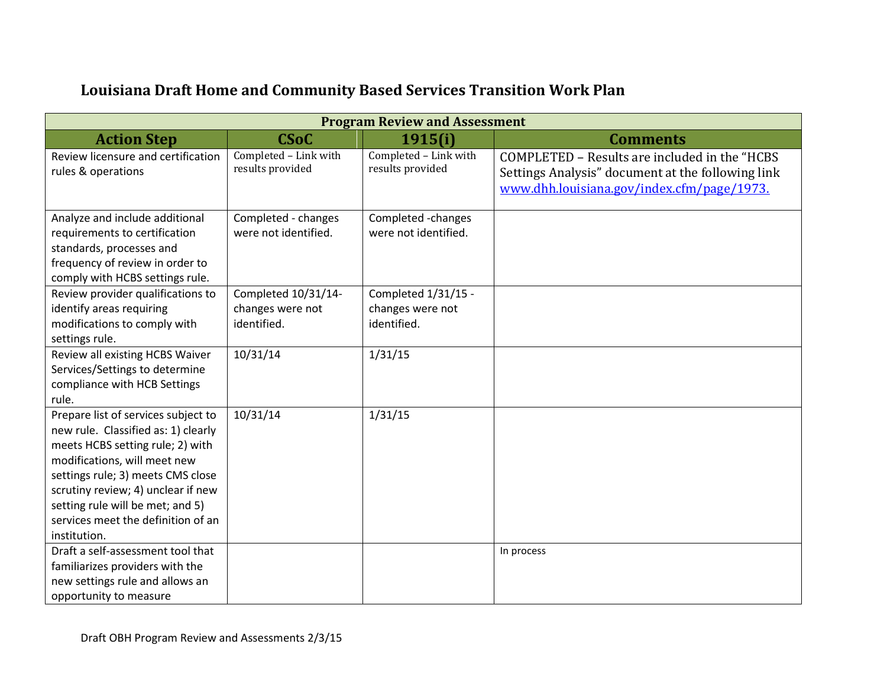# Louisiana Draft Home and Community Based Services Transition Work Plan

| Program Review and Assessment | | | |
|---|---|---|---|
| **Action Step** | **CSoC** | **1915(i)** | **Comments** |
| Review licensure and certification rules & operations | Completed – Link with results provided | Completed – Link with results provided | COMPLETED – Results are included in the "HCBS Settings Analysis" document at the following link [www.dhh.louisiana.gov/index.cfm/page/1973.](www.dhh.louisiana.gov/index.cfm/page/1973.) |
| Analyze and include additional requirements to certification standards, processes and frequency of review in order to comply with HCBS settings rule. | Completed - changes were not identified. | Completed -changes were not identified. | |
| Review provider qualifications to identify areas requiring modifications to comply with settings rule. | Completed 10/31/14- changes were not identified. | Completed 1/31/15 - changes were not identified. | |
| Review all existing HCBS Waiver Services/Settings to determine compliance with HCB Settings rule. | 10/31/14 | 1/31/15 | |
| Prepare list of services subject to new rule. Classified as: 1) clearly meets HCBS setting rule; 2) with modifications, will meet new settings rule; 3) meets CMS close scrutiny review; 4) unclear if new setting rule will be met; and 5) services meet the definition of an institution. | 10/31/14 | 1/31/15 | |
| Draft a self-assessment tool that familiarizes providers with the new settings rule and allows an opportunity to measure | | | In process |

Draft OBH Program Review and Assessments 2/3/15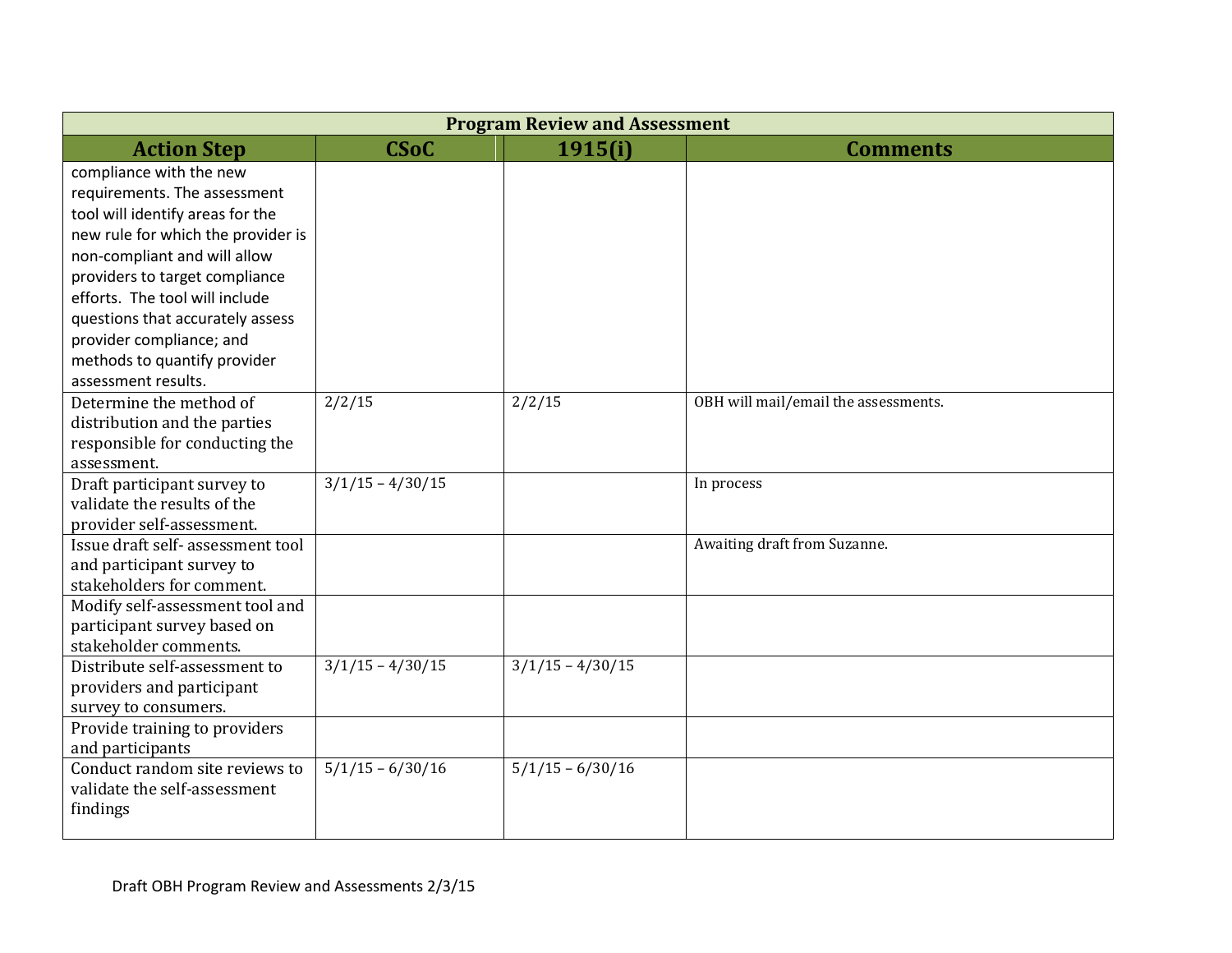| Program Review and Assessment | | | |
|---|---|---|---|
| **Action Step** | **CSoC** | **1915(i)** | **Comments** |
| compliance with the new requirements. The assessment tool will identify areas for the new rule for which the provider is non-compliant and will allow providers to target compliance efforts. The tool will include questions that accurately assess provider compliance; and methods to quantify provider assessment results. | | | |
| Determine the method of distribution and the parties responsible for conducting the assessment. | 2/2/15 | 2/2/15 | OBH will mail/email the assessments. |
| Draft participant survey to validate the results of the provider self-assessment. | 3/1/15 – 4/30/15 | | In process |
| Issue draft self- assessment tool and participant survey to stakeholders for comment. | | | Awaiting draft from Suzanne. |
| Modify self-assessment tool and participant survey based on stakeholder comments. | | | |
| Distribute self-assessment to providers and participant survey to consumers. | 3/1/15 – 4/30/15 | 3/1/15 – 4/30/15 | |
| Provide training to providers and participants | | | |
| Conduct random site reviews to validate the self-assessment findings | 5/1/15 – 6/30/16 | 5/1/15 – 6/30/16 | |

Draft OBH Program Review and Assessments 2/3/15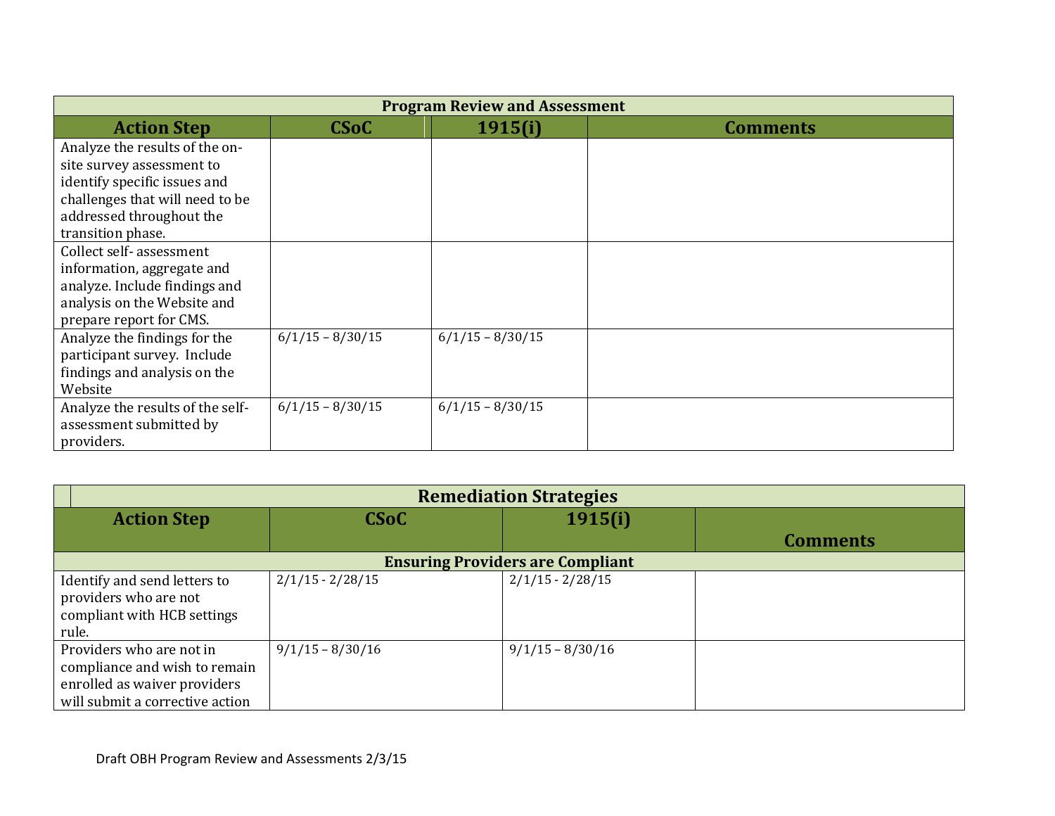| Program Review and Assessment | | | |
|---|---|---|---|
| **Action Step** | **CSoC** | **1915(i)** | **Comments** |
| Analyze the results of the on-site survey assessment to identify specific issues and challenges that will need to be addressed throughout the transition phase. | | | |
| Collect self- assessment information, aggregate and analyze. Include findings and analysis on the Website and prepare report for CMS. | | | |
| Analyze the findings for the participant survey. Include findings and analysis on the Website | 6/1/15 – 8/30/15 | 6/1/15 – 8/30/15 | |
| Analyze the results of the self-assessment submitted by providers. | 6/1/15 – 8/30/15 | 6/1/15 – 8/30/15 | |

| Remediation Strategies | | | |
|---|---|---|---|
| **Action Step** | **CSoC** | **1915(i)** | **Comments** |
| **Ensuring Providers are Compliant** | | | |
| Identify and send letters to providers who are not compliant with HCB settings rule. | 2/1/15 - 2/28/15 | 2/1/15 - 2/28/15 | |
| Providers who are not in compliance and wish to remain enrolled as waiver providers will submit a corrective action | 9/1/15 – 8/30/16 | 9/1/15 – 8/30/16 | |

Draft OBH Program Review and Assessments 2/3/15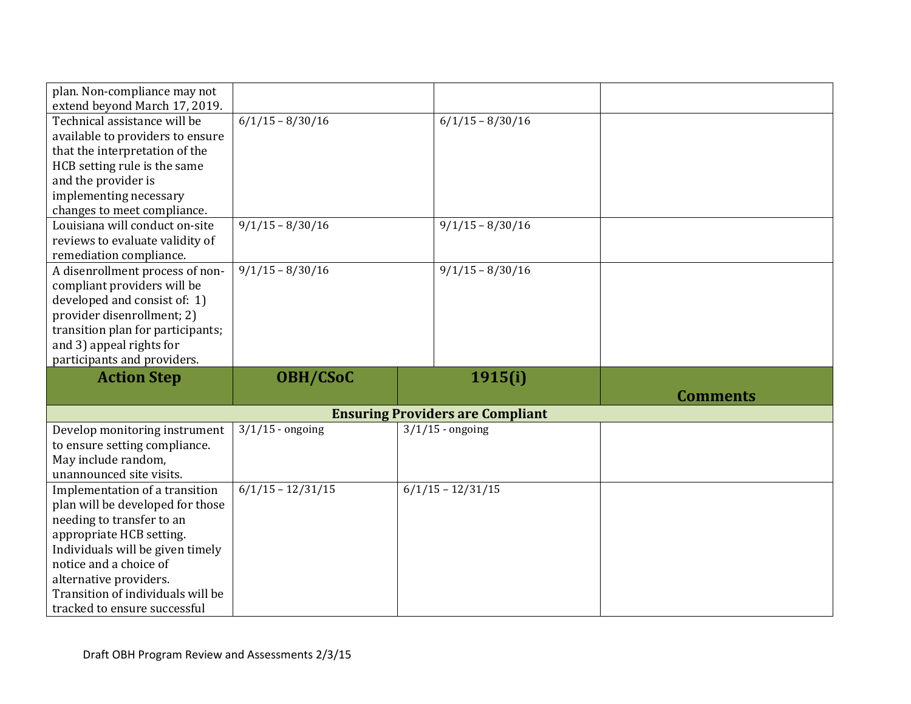| | | | |
|---|---|---|---|
| plan. Non-compliance may not extend beyond March 17, 2019. | | | |
| Technical assistance will be available to providers to ensure that the interpretation of the HCB setting rule is the same and the provider is implementing necessary changes to meet compliance. | 6/1/15 – 8/30/16 | 6/1/15 – 8/30/16 | |
| Louisiana will conduct on-site reviews to evaluate validity of remediation compliance. | 9/1/15 – 8/30/16 | 9/1/15 – 8/30/16 | |
| A disenrollment process of non-compliant providers will be developed and consist of: 1) provider disenrollment; 2) transition plan for participants; and 3) appeal rights for participants and providers. | 9/1/15 – 8/30/16 | 9/1/15 – 8/30/16 | |

| **Action Step** | **OBH/CSoC** | **1915(i)** | **Comments** |
|---|---|---|---|
| **Ensuring Providers are Compliant** | | | |
| Develop monitoring instrument to ensure setting compliance. May include random, unannounced site visits. | 3/1/15 - ongoing | 3/1/15 - ongoing | |
| Implementation of a transition plan will be developed for those needing to transfer to an appropriate HCB setting. Individuals will be given timely notice and a choice of alternative providers. Transition of individuals will be tracked to ensure successful | 6/1/15 – 12/31/15 | 6/1/15 – 12/31/15 | |

Draft OBH Program Review and Assessments 2/3/15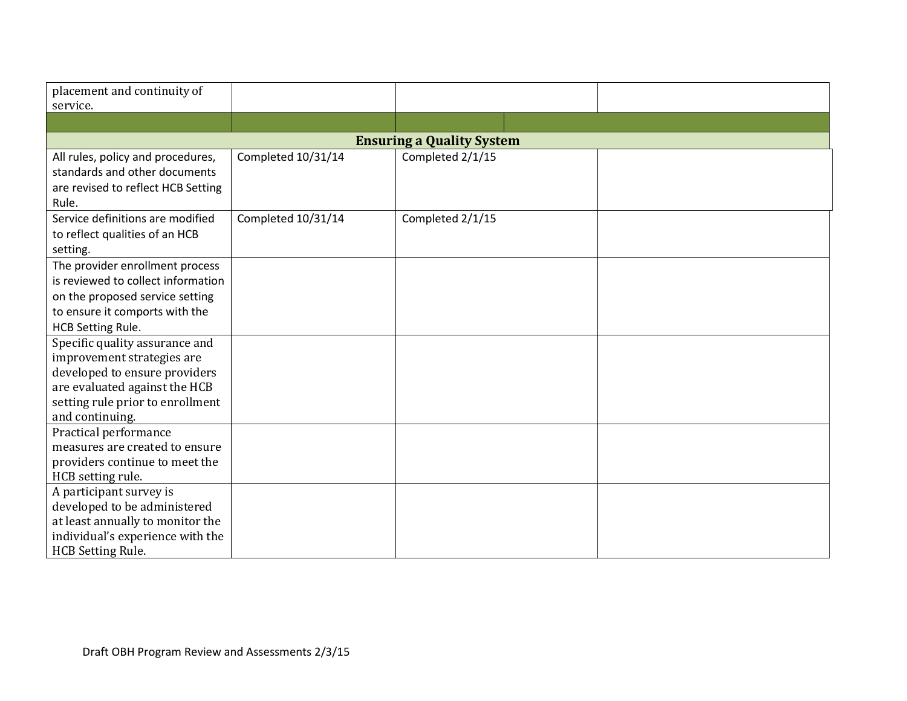| | | | |
|---|---|---|---|
| placement and continuity of service. | | | |
| | | | |
| **Ensuring a Quality System** | | | |
| All rules, policy and procedures, standards and other documents are revised to reflect HCB Setting Rule. | Completed 10/31/14 | Completed 2/1/15 | |
| Service definitions are modified to reflect qualities of an HCB setting. | Completed 10/31/14 | Completed 2/1/15 | |
| The provider enrollment process is reviewed to collect information on the proposed service setting to ensure it comports with the HCB Setting Rule. | | | |
| Specific quality assurance and improvement strategies are developed to ensure providers are evaluated against the HCB setting rule prior to enrollment and continuing. | | | |
| Practical performance measures are created to ensure providers continue to meet the HCB setting rule. | | | |
| A participant survey is developed to be administered at least annually to monitor the individual's experience with the HCB Setting Rule. | | | |

Draft OBH Program Review and Assessments 2/3/15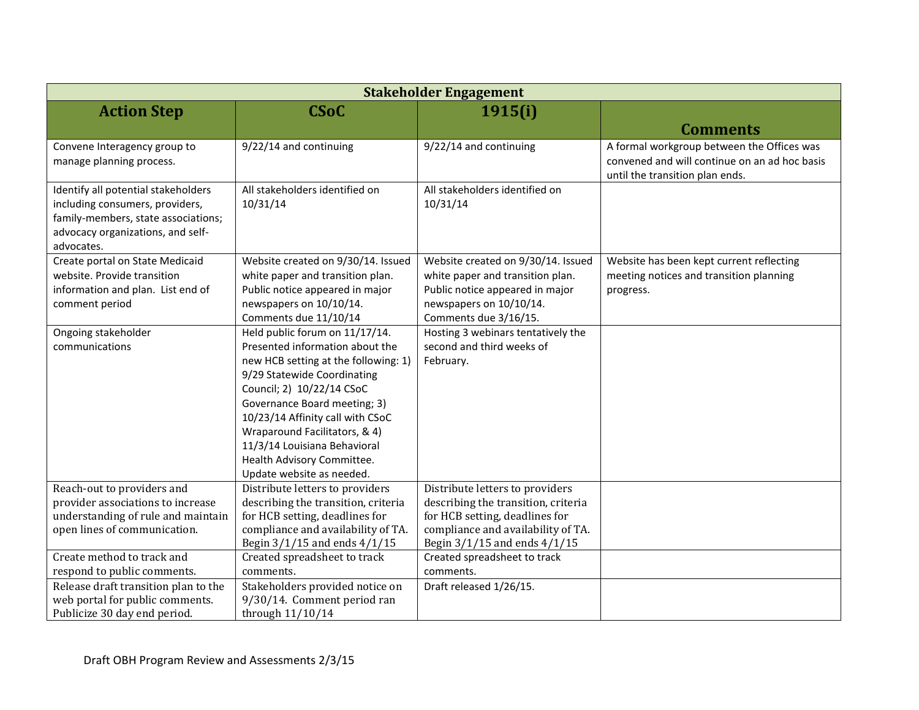| Stakeholder Engagement | | | |
|---|---|---|---|
| **Action Step** | **CSoC** | **1915(i)** | **Comments** |
| Convene Interagency group to manage planning process. | 9/22/14 and continuing | 9/22/14 and continuing | A formal workgroup between the Offices was convened and will continue on an ad hoc basis until the transition plan ends. |
| Identify all potential stakeholders including consumers, providers, family-members, state associations; advocacy organizations, and self-advocates. | All stakeholders identified on 10/31/14 | All stakeholders identified on 10/31/14 | |
| Create portal on State Medicaid website. Provide transition information and plan. List end of comment period | Website created on 9/30/14. Issued white paper and transition plan. Public notice appeared in major newspapers on 10/10/14. Comments due 11/10/14 | Website created on 9/30/14. Issued white paper and transition plan. Public notice appeared in major newspapers on 10/10/14. Comments due 3/16/15. | Website has been kept current reflecting meeting notices and transition planning progress. |
| Ongoing stakeholder communications | Held public forum on 11/17/14. Presented information about the new HCB setting at the following: 1) 9/29 Statewide Coordinating Council; 2) 10/22/14 CSoC Governance Board meeting; 3) 10/23/14 Affinity call with CSoC Wraparound Facilitators, & 4) 11/3/14 Louisiana Behavioral Health Advisory Committee. Update website as needed. | Hosting 3 webinars tentatively the second and third weeks of February. | |
| Reach-out to providers and provider associations to increase understanding of rule and maintain open lines of communication. | Distribute letters to providers describing the transition, criteria for HCB setting, deadlines for compliance and availability of TA. Begin 3/1/15 and ends 4/1/15 | Distribute letters to providers describing the transition, criteria for HCB setting, deadlines for compliance and availability of TA. Begin 3/1/15 and ends 4/1/15 | |
| Create method to track and respond to public comments. | Created spreadsheet to track comments. | Created spreadsheet to track comments. | |
| Release draft transition plan to the web portal for public comments. Publicize 30 day end period. | Stakeholders provided notice on 9/30/14. Comment period ran through 11/10/14 | Draft released 1/26/15. | |

Draft OBH Program Review and Assessments 2/3/15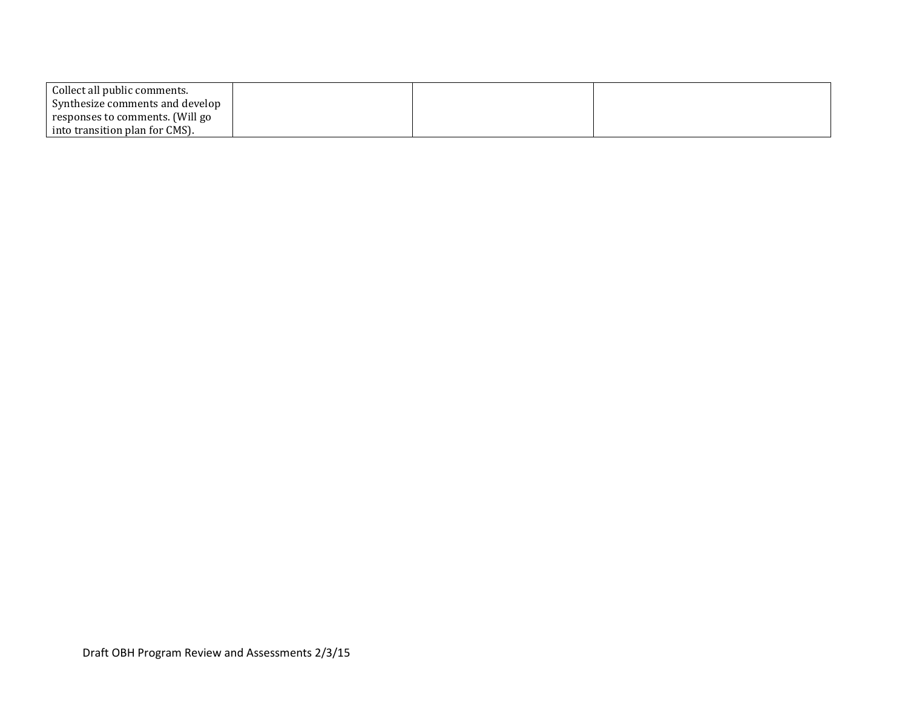| | | | |
|---|---|---|---|
| Collect all public comments. Synthesize comments and develop responses to comments. (Will go into transition plan for CMS). | | | |